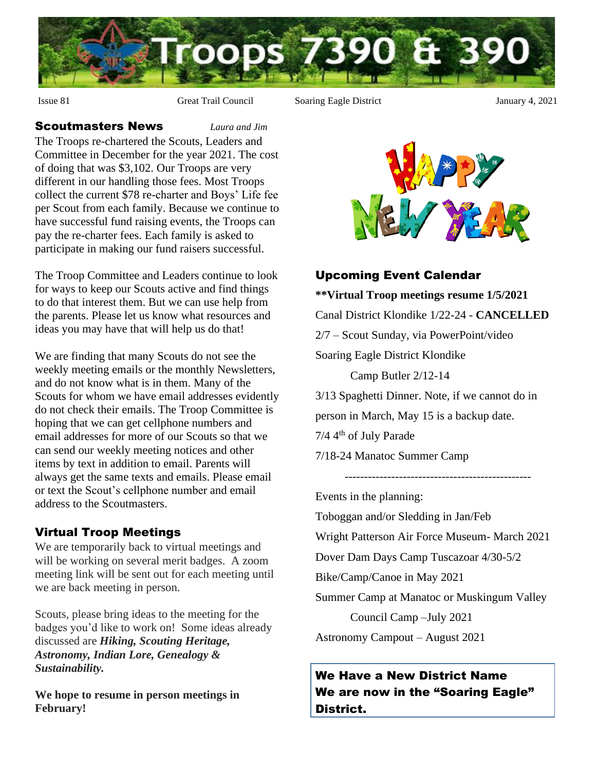# Troops 7390 & 390

Issue 81 | Great Trail Council | Soaring Eagle District | January 4, 2021

## Scoutmasters News

*Laura and Jim*

The Troops re-chartered the Scouts, Leaders and Committee in December for the year 2021. The cost of doing that was $3,102. Our Troops are very different in our handling those fees. Most Troops collect the current $78 re-charter and Boys' Life fee per Scout from each family. Because we continue to have successful fund raising events, the Troops can pay the re-charter fees. Each family is asked to participate in making our fund raisers successful.

The Troop Committee and Leaders continue to look for ways to keep our Scouts active and find things to do that interest them. But we can use help from the parents. Please let us know what resources and ideas you may have that will help us do that!

We are finding that many Scouts do not see the weekly meeting emails or the monthly Newsletters, and do not know what is in them. Many of the Scouts for whom we have email addresses evidently do not check their emails. The Troop Committee is hoping that we can get cellphone numbers and email addresses for more of our Scouts so that we can send our weekly meeting notices and other items by text in addition to email. Parents will always get the same texts and emails. Please email or text the Scout's cellphone number and email address to the Scoutmasters.

## Virtual Troop Meetings

We are temporarily back to virtual meetings and will be working on several merit badges. A zoom meeting link will be sent out for each meeting until we are back meeting in person.

Scouts, please bring ideas to the meeting for the badges you'd like to work on! Some ideas already discussed are ***Hiking, Scouting Heritage, Astronomy, Indian Lore, Genealogy & Sustainability.***

**We hope to resume in person meetings in February!**

HAPPY NEW YEAR

## Upcoming Event Calendar

**\*\*Virtual Troop meetings resume 1/5/2021**

Canal District Klondike 1/22-24 - **CANCELLED**

2/7 – Scout Sunday, via PowerPoint/video

Soaring Eagle District Klondike

Camp Butler 2/12-14

3/13 Spaghetti Dinner. Note, if we cannot do in person in March, May 15 is a backup date.

7/4 4th of July Parade

7/18-24 Manatoc Summer Camp

---

Events in the planning:

Toboggan and/or Sledding in Jan/Feb

Wright Patterson Air Force Museum- March 2021

Dover Dam Days Camp Tuscazoar 4/30-5/2

Bike/Camp/Canoe in May 2021

Summer Camp at Manatoc or Muskingum Valley Council Camp –July 2021

Astronomy Campout – August 2021

**We Have a New District Name**
**We are now in the "Soaring Eagle" District.**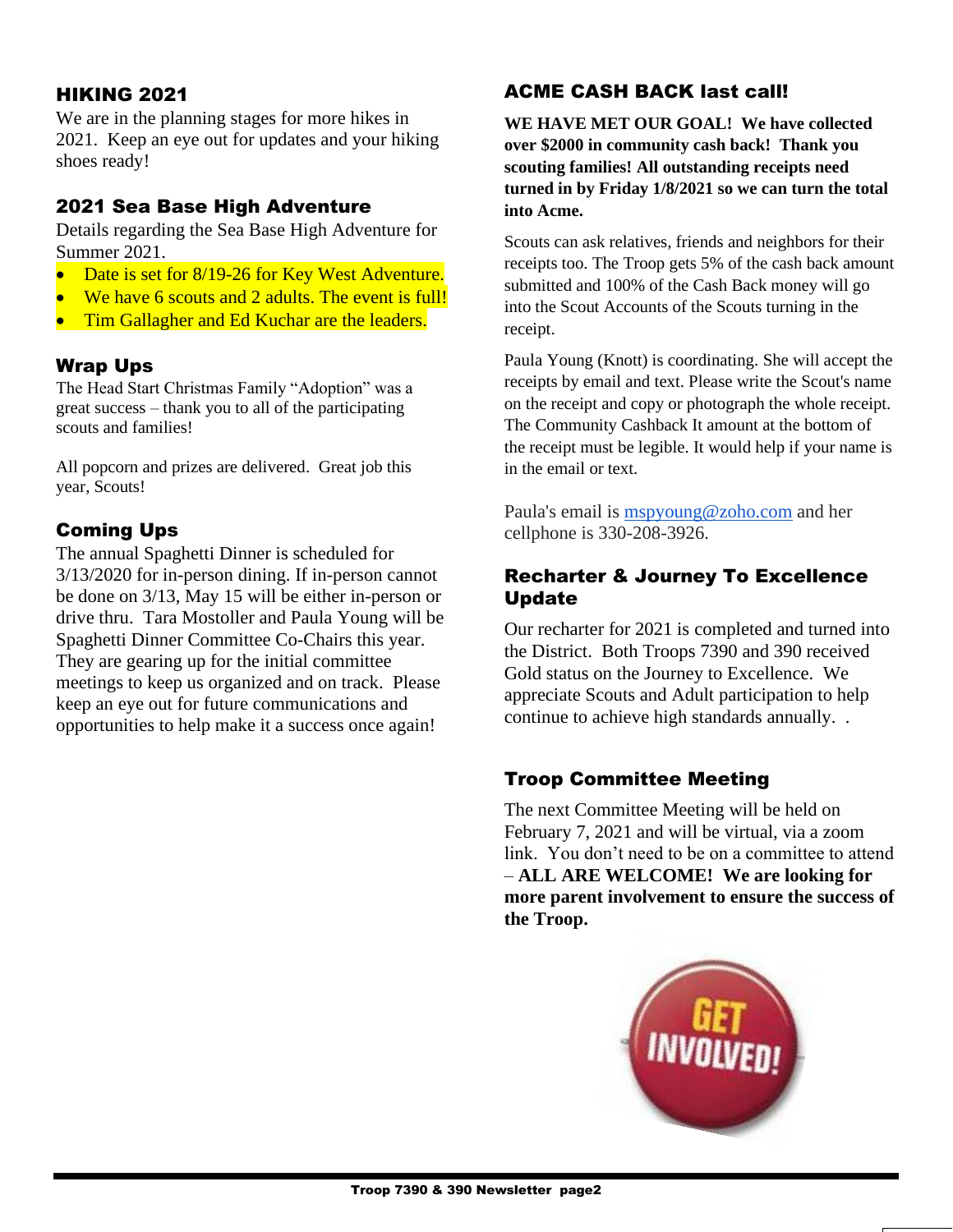## HIKING 2021

We are in the planning stages for more hikes in 2021. Keep an eye out for updates and your hiking shoes ready!

## 2021 Sea Base High Adventure

Details regarding the Sea Base High Adventure for Summer 2021.

- Date is set for 8/19-26 for Key West Adventure.
- We have 6 scouts and 2 adults. The event is full!
- Tim Gallagher and Ed Kuchar are the leaders.

## Wrap Ups

The Head Start Christmas Family "Adoption" was a great success – thank you to all of the participating scouts and families!

All popcorn and prizes are delivered. Great job this year, Scouts!

## Coming Ups

The annual Spaghetti Dinner is scheduled for 3/13/2020 for in-person dining. If in-person cannot be done on 3/13, May 15 will be either in-person or drive thru. Tara Mostoller and Paula Young will be Spaghetti Dinner Committee Co-Chairs this year. They are gearing up for the initial committee meetings to keep us organized and on track. Please keep an eye out for future communications and opportunities to help make it a success once again!

## ACME CASH BACK last call!

**WE HAVE MET OUR GOAL! We have collected over $2000 in community cash back! Thank you scouting families! All outstanding receipts need turned in by Friday 1/8/2021 so we can turn the total into Acme.**

Scouts can ask relatives, friends and neighbors for their receipts too. The Troop gets 5% of the cash back amount submitted and 100% of the Cash Back money will go into the Scout Accounts of the Scouts turning in the receipt.

Paula Young (Knott) is coordinating. She will accept the receipts by email and text. Please write the Scout's name on the receipt and copy or photograph the whole receipt. The Community Cashback It amount at the bottom of the receipt must be legible. It would help if your name is in the email or text.

Paula's email is mspyoung@zoho.com and her cellphone is 330-208-3926.

## Recharter & Journey To Excellence Update

Our recharter for 2021 is completed and turned into the District. Both Troops 7390 and 390 received Gold status on the Journey to Excellence. We appreciate Scouts and Adult participation to help continue to achieve high standards annually. .

## Troop Committee Meeting

The next Committee Meeting will be held on February 7, 2021 and will be virtual, via a zoom link. You don't need to be on a committee to attend – **ALL ARE WELCOME! We are looking for more parent involvement to ensure the success of the Troop.**